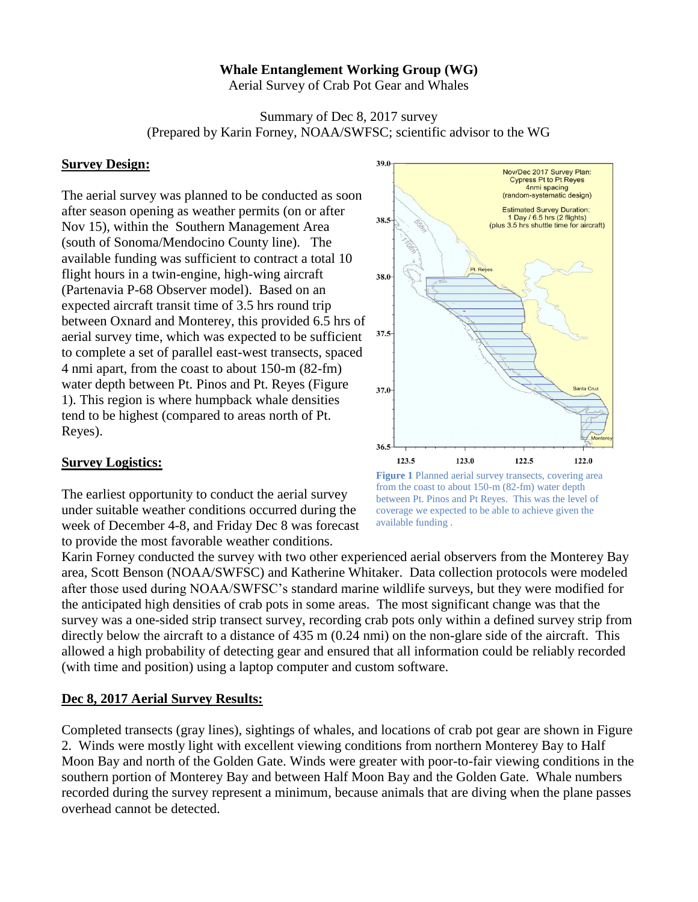**Whale Entanglement Working Group (WG)**

Aerial Survey of Crab Pot Gear and Whales

Summary of Dec 8, 2017 survey

(Prepared by Karin Forney, NOAA/SWFSC; scientific advisor to the WG

## Survey Design:

The aerial survey was planned to be conducted as soon after season opening as weather permits (on or after Nov 15), within the Southern Management Area (south of Sonoma/Mendocino County line). The available funding was sufficient to contract a total 10 flight hours in a twin-engine, high-wing aircraft (Partenavia P-68 Observer model). Based on an expected aircraft transit time of 3.5 hrs round trip between Oxnard and Monterey, this provided 6.5 hrs of aerial survey time, which was expected to be sufficient to complete a set of parallel east-west transects, spaced 4 nmi apart, from the coast to about 150-m (82-fm) water depth between Pt. Pinos and Pt. Reyes (Figure 1). This region is where humpback whale densities tend to be highest (compared to areas north of Pt. Reyes).

**Figure 1** Planned aerial survey transects, covering area from the coast to about 150-m (82-fm) water depth between Pt. Pinos and Pt Reyes. This was the level of coverage we expected to be able to achieve given the available funding .

## Survey Logistics:

The earliest opportunity to conduct the aerial survey under suitable weather conditions occurred during the week of December 4-8, and Friday Dec 8 was forecast to provide the most favorable weather conditions. Karin Forney conducted the survey with two other experienced aerial observers from the Monterey Bay area, Scott Benson (NOAA/SWFSC) and Katherine Whitaker. Data collection protocols were modeled after those used during NOAA/SWFSC's standard marine wildlife surveys, but they were modified for the anticipated high densities of crab pots in some areas. The most significant change was that the survey was a one-sided strip transect survey, recording crab pots only within a defined survey strip from directly below the aircraft to a distance of 435 m (0.24 nmi) on the non-glare side of the aircraft. This allowed a high probability of detecting gear and ensured that all information could be reliably recorded (with time and position) using a laptop computer and custom software.

## Dec 8, 2017 Aerial Survey Results:

Completed transects (gray lines), sightings of whales, and locations of crab pot gear are shown in Figure 2. Winds were mostly light with excellent viewing conditions from northern Monterey Bay to Half Moon Bay and north of the Golden Gate. Winds were greater with poor-to-fair viewing conditions in the southern portion of Monterey Bay and between Half Moon Bay and the Golden Gate. Whale numbers recorded during the survey represent a minimum, because animals that are diving when the plane passes overhead cannot be detected.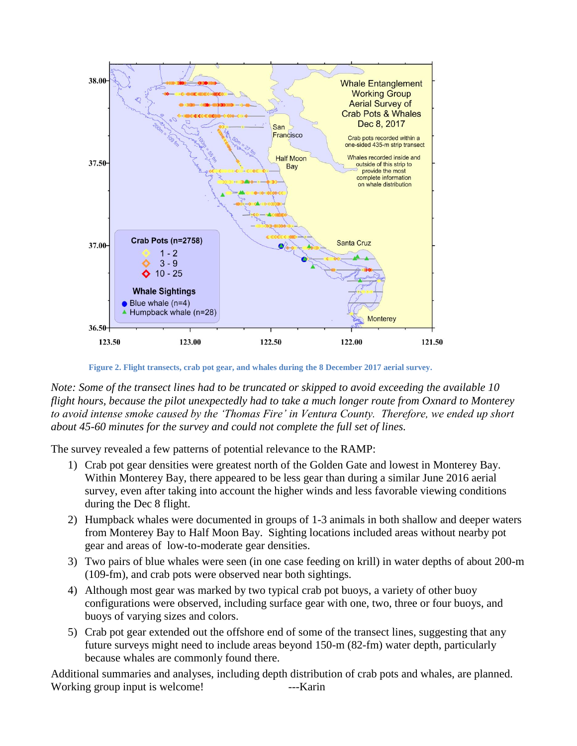38.00
37.50
37.00
36.50
123.50
123.00
122.50
122.00
121.50

Whale Entanglement Working Group Aerial Survey of Crab Pots & Whales Dec 8, 2017

Crab pots recorded within a one-sided 435-m strip transect

Whales recorded inside and outside of this strip to provide the most complete information on whale distribution

San Francisco
Half Moon Bay
Santa Cruz
Monterey
200m = 109 fm
100m = 55 fm
50m = 27 fm

Crab Pots (n=2758)
1 - 2
3 - 9
10 - 25

Whale Sightings
Blue whale (n=4)
Humpback whale (n=28)

**Figure 2. Flight transects, crab pot gear, and whales during the 8 December 2017 aerial survey.**

*Note: Some of the transect lines had to be truncated or skipped to avoid exceeding the available 10 flight hours, because the pilot unexpectedly had to take a much longer route from Oxnard to Monterey to avoid intense smoke caused by the 'Thomas Fire' in Ventura County. Therefore, we ended up short about 45-60 minutes for the survey and could not complete the full set of lines.*

The survey revealed a few patterns of potential relevance to the RAMP:

1) Crab pot gear densities were greatest north of the Golden Gate and lowest in Monterey Bay. Within Monterey Bay, there appeared to be less gear than during a similar June 2016 aerial survey, even after taking into account the higher winds and less favorable viewing conditions during the Dec 8 flight.
2) Humpback whales were documented in groups of 1-3 animals in both shallow and deeper waters from Monterey Bay to Half Moon Bay. Sighting locations included areas without nearby pot gear and areas of low-to-moderate gear densities.
3) Two pairs of blue whales were seen (in one case feeding on krill) in water depths of about 200-m (109-fm), and crab pots were observed near both sightings.
4) Although most gear was marked by two typical crab pot buoys, a variety of other buoy configurations were observed, including surface gear with one, two, three or four buoys, and buoys of varying sizes and colors.
5) Crab pot gear extended out the offshore end of some of the transect lines, suggesting that any future surveys might need to include areas beyond 150-m (82-fm) water depth, particularly because whales are commonly found there.

Additional summaries and analyses, including depth distribution of crab pots and whales, are planned. Working group input is welcome! ---Karin